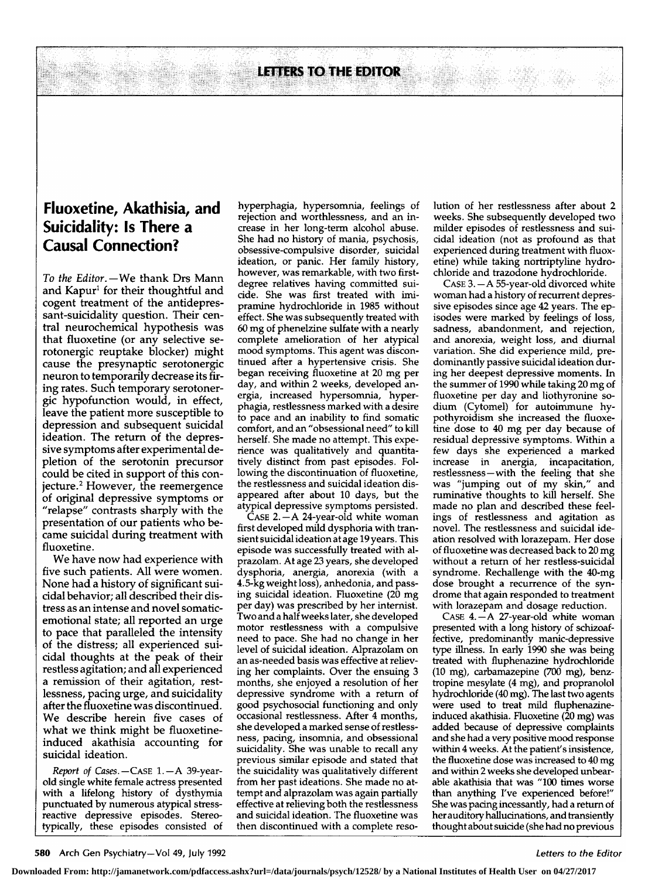# LETTERS TO THE EDITOR

## Fluoxetine, Akathisia, and Suicidality: Is There a Causal Connection?

*To the Editor.*—We thank Drs Mann and Kapur[1] for their thoughtful and cogent treatment of the antidepressant-suicidality question. Their central neurochemical hypothesis was that fluoxetine (or any selective serotonergic reuptake blocker) might cause the presynaptic serotonergic neuron to temporarily decrease its firing rates. Such temporary serotonergic hypofunction would, in effect, leave the patient more susceptible to depression and subsequent suicidal ideation. The return of the depressive symptoms after experimental depletion of the serotonin precursor could be cited in support of this conjecture.[2] However, the reemergence of original depressive symptoms or "relapse" contrasts sharply with the presentation of our patients who became suicidal during treatment with fluoxetine.

We have now had experience with five such patients. All were women. None had a history of significant suicidal behavior; all described their distress as an intense and novel somatic-emotional state; all reported an urge to pace that paralleled the intensity of the distress; all experienced suicidal thoughts at the peak of their restless agitation; and all experienced a remission of their agitation, restlessness, pacing urge, and suicidality after the fluoxetine was discontinued. We describe herein five cases of what we think might be fluoxetine-induced akathisia accounting for suicidal ideation.

*Report of Cases.*—CASE 1.—A 39-year-old single white female actress presented with a lifelong history of dysthymia punctuated by numerous atypical stress-reactive depressive episodes. Stereotypically, these episodes consisted of hyperphagia, hypersomnia, feelings of rejection and worthlessness, and an increase in her long-term alcohol abuse. She had no history of mania, psychosis, obsessive-compulsive disorder, suicidal ideation, or panic. Her family history, however, was remarkable, with two first-degree relatives having committed suicide. She was first treated with imipramine hydrochloride in 1985 without effect. She was subsequently treated with 60 mg of phenelzine sulfate with a nearly complete amelioration of her atypical mood symptoms. This agent was discontinued after a hypertensive crisis. She began receiving fluoxetine at 20 mg per day, and within 2 weeks, developed anergia, increased hypersomnia, hyperphagia, restlessness marked with a desire to pace and an inability to find somatic comfort, and an "obsessional need" to kill herself. She made no attempt. This experience was qualitatively and quantitatively distinct from past episodes. Following the discontinuation of fluoxetine, the restlessness and suicidal ideation disappeared after about 10 days, but the atypical depressive symptoms persisted.

CASE 2.—A 24-year-old white woman first developed mild dysphoria with transient suicidal ideation at age 19 years. This episode was successfully treated with alprazolam. At age 23 years, she developed dysphoria, anergia, anorexia (with a 4.5-kg weight loss), anhedonia, and passing suicidal ideation. Fluoxetine (20 mg per day) was prescribed by her internist. Two and a half weeks later, she developed motor restlessness with a compulsive need to pace. She had no change in her level of suicidal ideation. Alprazolam on an as-needed basis was effective at relieving her complaints. Over the ensuing 3 months, she enjoyed a resolution of her depressive syndrome with a return of good psychosocial functioning and only occasional restlessness. After 4 months, she developed a marked sense of restlessness, pacing, insomnia, and obsessional suicidality. She was unable to recall any previous similar episode and stated that the suicidality was qualitatively different from her past ideations. She made no attempt and alprazolam was again partially effective at relieving both the restlessness and suicidal ideation. The fluoxetine was then discontinued with a complete resolution of her restlessness after about 2 weeks. She subsequently developed two milder episodes of restlessness and suicidal ideation (not as profound as that experienced during treatment with fluoxetine) while taking nortriptyline hydrochloride and trazodone hydrochloride.

CASE 3.—A 55-year-old divorced white woman had a history of recurrent depressive episodes since age 42 years. The episodes were marked by feelings of loss, sadness, abandonment, and rejection, and anorexia, weight loss, and diurnal variation. She did experience mild, predominantly passive suicidal ideation during her deepest depressive moments. In the summer of 1990 while taking 20 mg of fluoxetine per day and liothyronine sodium (Cytomel) for autoimmune hypothyroidism she increased the fluoxetine dose to 40 mg per day because of residual depressive symptoms. Within a few days she experienced a marked increase in anergia, incapacitation, restlessness—with the feeling that she was "jumping out of my skin," and ruminative thoughts to kill herself. She made no plan and described these feelings of restlessness and agitation as novel. The restlessness and suicidal ideation resolved with lorazepam. Her dose of fluoxetine was decreased back to 20 mg without a return of her restless-suicidal syndrome. Rechallenge with the 40-mg dose brought a recurrence of the syndrome that again responded to treatment with lorazepam and dosage reduction.

CASE 4.—A 27-year-old white woman presented with a long history of schizoaffective, predominantly manic-depressive type illness. In early 1990 she was being treated with fluphenazine hydrochloride (10 mg), carbamazepine (700 mg), benztropine mesylate (4 mg), and propranolol hydrochloride (40 mg). The last two agents were used to treat mild fluphenazine-induced akathisia. Fluoxetine (20 mg) was added because of depressive complaints and she had a very positive mood response within 4 weeks. At the patient's insistence, the fluoxetine dose was increased to 40 mg and within 2 weeks she developed unbearable akathisia that was "100 times worse than anything I've experienced before!" She was pacing incessantly, had a return of her auditory hallucinations, and transiently thought about suicide (she had no previous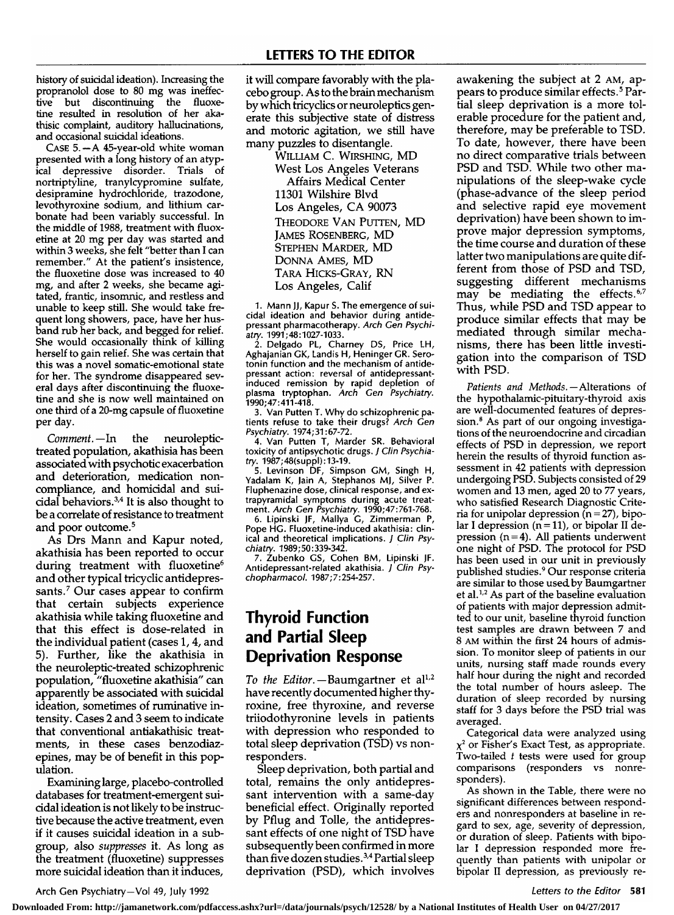history of suicidal ideation). Increasing the propranolol dose to 80 mg was ineffective but discontinuing the fluoxetine resulted in resolution of her akathisic complaint, auditory hallucinations, and occasional suicidal ideations.

CASE 5.—A 45-year-old white woman presented with a long history of an atypical depressive disorder. Trials of nortriptyline, tranylcypromine sulfate, desipramine hydrochloride, trazodone, levothyroxine sodium, and lithium carbonate had been variably successful. In the middle of 1988, treatment with fluoxetine at 20 mg per day was started and within 3 weeks, she felt "better than I can remember." At the patient's insistence, the fluoxetine dose was increased to 40 mg, and after 2 weeks, she became agitated, frantic, insomnic, and restless and unable to keep still. She would take frequent long showers, pace, have her husband rub her back, and begged for relief. She would occasionally think of killing herself to gain relief. She was certain that this was a novel somatic-emotional state for her. The syndrome disappeared several days after discontinuing the fluoxetine and she is now well maintained on one third of a 20-mg capsule of fluoxetine per day.

*Comment.*—In the neuroleptic-treated population, akathisia has been associated with psychotic exacerbation and deterioration, medication noncompliance, and homicidal and suicidal behaviors.[3,4] It is also thought to be a correlate of resistance to treatment and poor outcome.[5]

As Drs Mann and Kapur noted, akathisia has been reported to occur during treatment with fluoxetine[6] and other typical tricyclic antidepressants.[7] Our cases appear to confirm that certain subjects experience akathisia while taking fluoxetine and that this effect is dose-related in the individual patient (cases 1, 4, and 5). Further, like the akathisia in the neuroleptic-treated schizophrenic population, "fluoxetine akathisia" can apparently be associated with suicidal ideation, sometimes of ruminative intensity. Cases 2 and 3 seem to indicate that conventional antiakathisic treatments, in these cases benzodiazepines, may be of benefit in this population.

Examining large, placebo-controlled databases for treatment-emergent suicidal ideation is not likely to be instructive because the active treatment, even if it causes suicidal ideation in a subgroup, also *suppresses* it. As long as the treatment (fluoxetine) suppresses more suicidal ideation than it induces, it will compare favorably with the placebo group. As to the brain mechanism by which tricyclics or neuroleptics generate this subjective state of distress and motoric agitation, we still have many puzzles to disentangle.

WILLIAM C. WIRSHING, MD
West Los Angeles Veterans Affairs Medical Center
11301 Wilshire Blvd
Los Angeles, CA 90073
THEODORE VAN PUTTEN, MD
JAMES ROSENBERG, MD
STEPHEN MARDER, MD
DONNA AMES, MD
TARA HICKS-GRAY, RN
Los Angeles, Calif

1. Mann JJ, Kapur S. The emergence of suicidal ideation and behavior during antidepressant pharmacotherapy. *Arch Gen Psychiatry.* 1991;48:1027-1033.
2. Delgado PL, Charney DS, Price LH, Aghajanian GK, Landis H, Heninger GR. Serotonin function and the mechanism of antidepressant action: reversal of antidepressant-induced remission by rapid depletion of plasma tryptophan. *Arch Gen Psychiatry.* 1990;47:411-418.
3. Van Putten T. Why do schizophrenic patients refuse to take their drugs? *Arch Gen Psychiatry.* 1974;31:67-72.
4. Van Putten T, Marder SR. Behavioral toxicity of antipsychotic drugs. *J Clin Psychiatry.* 1987;48(suppl):13-19.
5. Levinson DF, Simpson GM, Singh H, Yadalam K, Jain A, Stephanos MJ, Silver P. Fluphenazine dose, clinical response, and extrapyramidal symptoms during acute treatment. *Arch Gen Psychiatry.* 1990;47:761-768.
6. Lipinski JF, Mallya G, Zimmerman P, Pope HG. Fluoxetine-induced akathisia: clinical and theoretical implications. *J Clin Psychiatry.* 1989;50:339-342.
7. Zubenko GS, Cohen BM, Lipinski JF. Antidepressant-related akathisia. *J Clin Psychopharmacol.* 1987;7:254-257.

## Thyroid Function and Partial Sleep Deprivation Response

*To the Editor.*—Baumgartner et al[1,2] have recently documented higher thyroxine, free thyroxine, and reverse triiodothyronine levels in patients with depression who responded to total sleep deprivation (TSD) vs nonresponders.

Sleep deprivation, both partial and total, remains the only antidepressant intervention with a same-day beneficial effect. Originally reported by Pflug and Tolle, the antidepressant effects of one night of TSD have subsequently been confirmed in more than five dozen studies.[3,4] Partial sleep deprivation (PSD), which involves awakening the subject at 2 AM, appears to produce similar effects.[5] Partial sleep deprivation is a more tolerable procedure for the patient and, therefore, may be preferable to TSD. To date, however, there have been no direct comparative trials between PSD and TSD. While two other manipulations of the sleep-wake cycle (phase-advance of the sleep period and selective rapid eye movement deprivation) have been shown to improve major depression symptoms, the time course and duration of these latter two manipulations are quite different from those of PSD and TSD, suggesting different mechanisms may be mediating the effects.[6,7] Thus, while PSD and TSD appear to produce similar effects that may be mediated through similar mechanisms, there has been little investigation into the comparison of TSD with PSD.

*Patients and Methods.*—Alterations of the hypothalamic-pituitary-thyroid axis are well-documented features of depression.[8] As part of our ongoing investigations of the neuroendocrine and circadian effects of PSD in depression, we report herein the results of thyroid function assessment in 42 patients with depression undergoing PSD. Subjects consisted of 29 women and 13 men, aged 20 to 77 years, who satisfied Research Diagnostic Criteria for unipolar depression ($n = 27$), bipolar I depression ($n = 11$), or bipolar II depression ($n = 4$). All patients underwent one night of PSD. The protocol for PSD has been used in our unit in previously published studies.[9] Our response criteria are similar to those used by Baumgartner et al.[1,2] As part of the baseline evaluation of patients with major depression admitted to our unit, baseline thyroid function test samples are drawn between 7 and 8 AM within the first 24 hours of admission. To monitor sleep of patients in our units, nursing staff made rounds every half hour during the night and recorded the total number of hours asleep. The duration of sleep recorded by nursing staff for 3 days before the PSD trial was averaged.

Categorical data were analyzed using $\chi^2$ or Fisher's Exact Test, as appropriate. Two-tailed $t$ tests were used for group comparisons (responders vs nonresponders).

As shown in the Table, there were no significant differences between responders and nonresponders at baseline in regard to sex, age, severity of depression, or duration of sleep. Patients with bipolar I depression responded more frequently than patients with unipolar or bipolar II depression, as previously re-